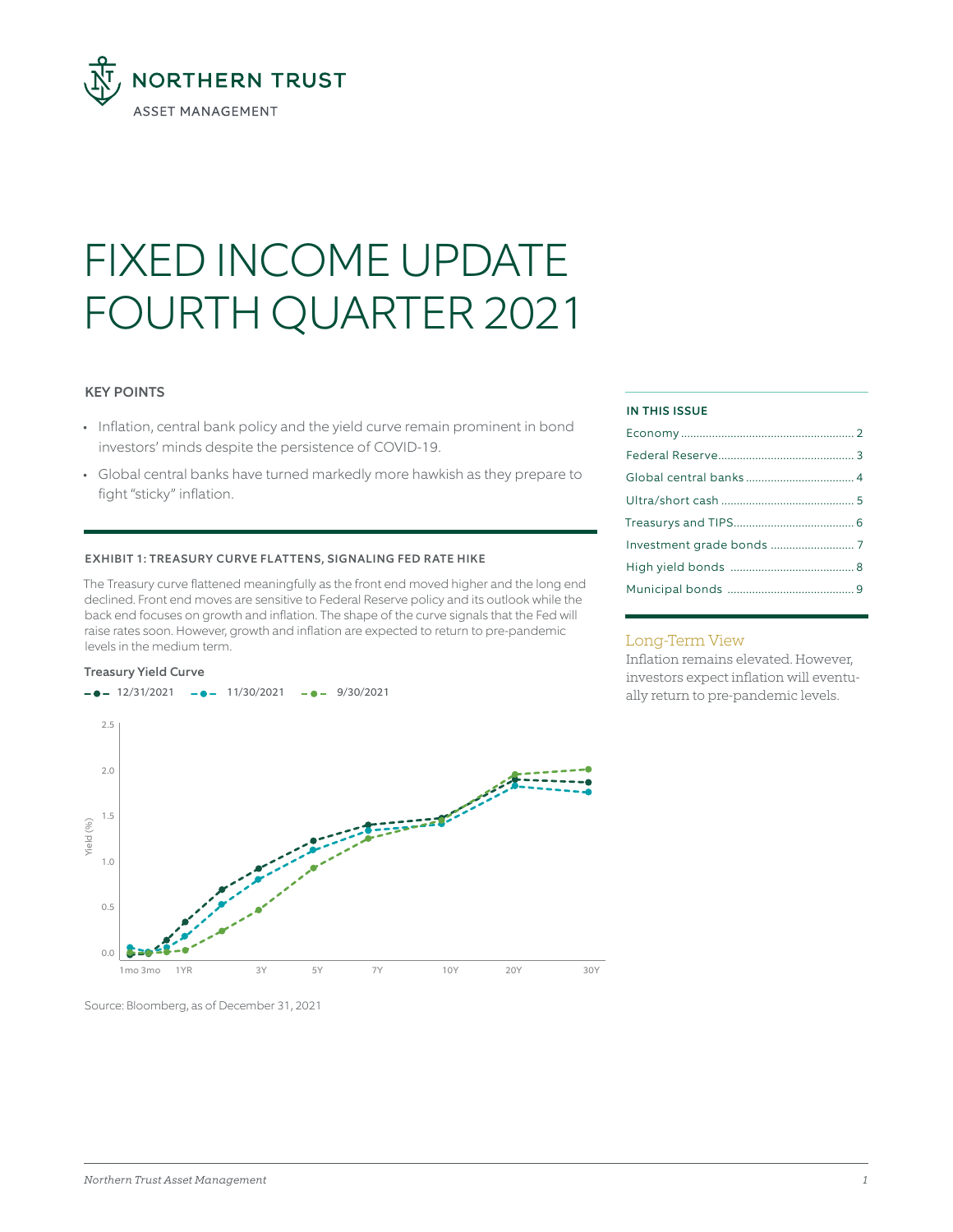NORTHERN TRUST

ASSET MANAGEMENT

# FIXED INCOME UPDATE FOURTH QUARTER 2021

### KEY POINTS

- Inflation, central bank policy and the yield curve remain prominent in bond investors' minds despite the persistence of COVID-19.
- Global central banks have turned markedly more hawkish as they prepare to fight "sticky" inflation.

#### EXHIBIT 1: TREASURY CURVE FLATTENS, SIGNALING FED RATE HIKE

The Treasury curve flattened meaningfully as the front end moved higher and the long end declined. Front end moves are sensitive to Federal Reserve policy and its outlook while the back end focuses on growth and inflation. The shape of the curve signals that the Fed will raise rates soon. However, growth and inflation are expected to return to pre-pandemic levels in the medium term.

**Treasury Yield Curve**

12/31/2021 — 11/30/2021 — 9/30/2021

Yield (%): 0.0, 0.5, 1.0, 1.5, 2.0, 2.5

1mo 3mo 1YR 3Y 5Y 7Y 10Y 20Y 30Y

Source: Bloomberg, as of December 31, 2021

#### IN THIS ISSUE

| | |
|---|---|
| Economy | 2 |
| Federal Reserve | 3 |
| Global central banks | 4 |
| Ultra/short cash | 5 |
| Treasurys and TIPS | 6 |
| Investment grade bonds | 7 |
| High yield bonds | 8 |
| Municipal bonds | 9 |

### Long-Term View

Inflation remains elevated. However, investors expect inflation will eventually return to pre-pandemic levels.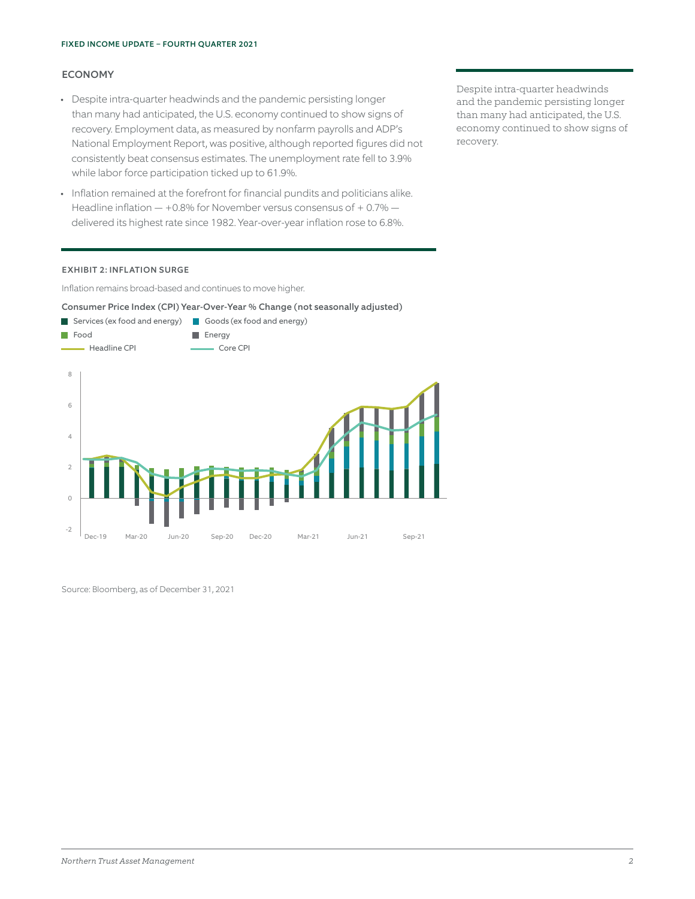## ECONOMY

- Despite intra-quarter headwinds and the pandemic persisting longer than many had anticipated, the U.S. economy continued to show signs of recovery. Employment data, as measured by nonfarm payrolls and ADP's National Employment Report, was positive, although reported figures did not consistently beat consensus estimates. The unemployment rate fell to 3.9% while labor force participation ticked up to 61.9%.
- Inflation remained at the forefront for financial pundits and politicians alike. Headline inflation — +0.8% for November versus consensus of + 0.7% — delivered its highest rate since 1982. Year-over-year inflation rose to 6.8%.

Despite intra-quarter headwinds and the pandemic persisting longer than many had anticipated, the U.S. economy continued to show signs of recovery.

#### EXHIBIT 2: INFLATION SURGE

Inflation remains broad-based and continues to move higher.

**Consumer Price Index (CPI) Year-Over-Year % Change (not seasonally adjusted)**

Services (ex food and energy) | Goods (ex food and energy) | Food | Energy | Headline CPI | Core CPI

Source: Bloomberg, as of December 31, 2021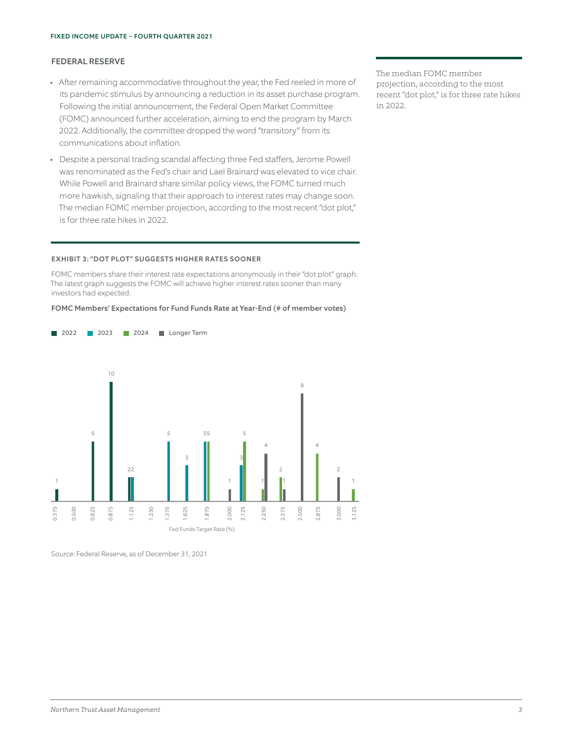## FEDERAL RESERVE

- After remaining accommodative throughout the year, the Fed reeled in more of its pandemic stimulus by announcing a reduction in its asset purchase program. Following the initial announcement, the Federal Open Market Committee (FOMC) announced further acceleration, aiming to end the program by March 2022. Additionally, the committee dropped the word "transitory" from its communications about inflation.
- Despite a personal trading scandal affecting three Fed staffers, Jerome Powell was renominated as the Fed's chair and Lael Brainard was elevated to vice chair. While Powell and Brainard share similar policy views, the FOMC turned much more hawkish, signaling that their approach to interest rates may change soon. The median FOMC member projection, according to the most recent "dot plot," is for three rate hikes in 2022.

The median FOMC member projection, according to the most recent "dot plot," is for three rate hikes in 2022.

### EXHIBIT 3: "DOT PLOT" SUGGESTS HIGHER RATES SOONER

FOMC members share their interest rate expectations anonymously in their "dot plot" graph. The latest graph suggests the FOMC will achieve higher interest rates sooner than many investors had expected.

**FOMC Members' Expectations for Fund Funds Rate at Year-End (# of member votes)**

| Fed Funds Target Rate (%) | 2022 | 2023 | 2024 | Longer Term |
|---|---|---|---|---|
| 0.375 | 1 | | | |
| 0.500 | | | | |
| 0.625 | 5 | | | |
| 0.875 | 10 | | | |
| 1.125 | 2 | 2 | | |
| 1.250 | | | | |
| 1.375 | | 5 | | |
| 1.625 | | 3 | | |
| 1.875 | | 5 | 5 | |
| 2.000 | | | | 1 |
| 2.125 | | 3 | 5 | |
| 2.250 | | | 1 | 4 |
| 2.375 | | | 2 | 1 |
| 2.500 | | | | 9 |
| 2.875 | | | 4 | |
| 3.000 | | | | 2 |
| 3.125 | | | 1 | |

Source: Federal Reserve, as of December 31, 2021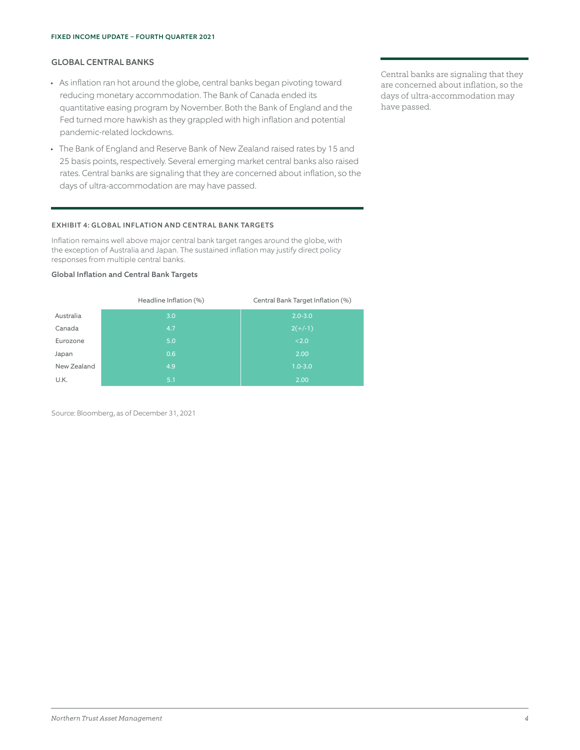## GLOBAL CENTRAL BANKS

- As inflation ran hot around the globe, central banks began pivoting toward reducing monetary accommodation. The Bank of Canada ended its quantitative easing program by November. Both the Bank of England and the Fed turned more hawkish as they grappled with high inflation and potential pandemic-related lockdowns.
- The Bank of England and Reserve Bank of New Zealand raised rates by 15 and 25 basis points, respectively. Several emerging market central banks also raised rates. Central banks are signaling that they are concerned about inflation, so the days of ultra-accommodation are may have passed.

Central banks are signaling that they are concerned about inflation, so the days of ultra-accommodation may have passed.

### EXHIBIT 4: GLOBAL INFLATION AND CENTRAL BANK TARGETS

Inflation remains well above major central bank target ranges around the globe, with the exception of Australia and Japan. The sustained inflation may justify direct policy responses from multiple central banks.

**Global Inflation and Central Bank Targets**

| | Headline Inflation (%) | Central Bank Target Inflation (%) |
|---|---|---|
| Australia | 3.0 | 2.0-3.0 |
| Canada | 4.7 | 2(+/-1) |
| Eurozone | 5.0 | <2.0 |
| Japan | 0.6 | 2.00 |
| New Zealand | 4.9 | 1.0-3.0 |
| U.K. | 5.1 | 2.00 |

Source: Bloomberg, as of December 31, 2021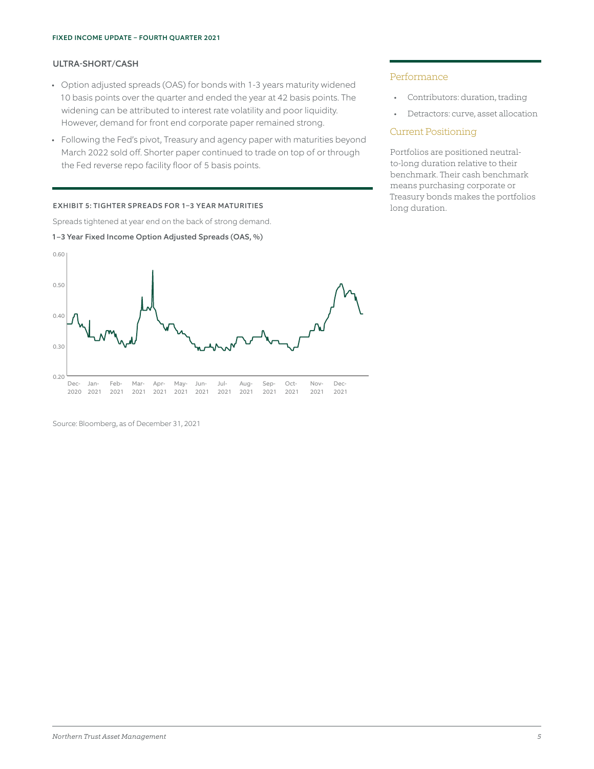## ULTRA-SHORT/CASH

- Option adjusted spreads (OAS) for bonds with 1-3 years maturity widened 10 basis points over the quarter and ended the year at 42 basis points. The widening can be attributed to interest rate volatility and poor liquidity. However, demand for front end corporate paper remained strong.
- Following the Fed's pivot, Treasury and agency paper with maturities beyond March 2022 sold off. Shorter paper continued to trade on top of or through the Fed reverse repo facility floor of 5 basis points.

### EXHIBIT 5: TIGHTER SPREADS FOR 1–3 YEAR MATURITIES

Spreads tightened at year end on the back of strong demand.

**1–3 Year Fixed Income Option Adjusted Spreads (OAS, %)**

Source: Bloomberg, as of December 31, 2021

### Performance

- Contributors: duration, trading
- Detractors: curve, asset allocation

### Current Positioning

Portfolios are positioned neutral-to-long duration relative to their benchmark. Their cash benchmark means purchasing corporate or Treasury bonds makes the portfolios long duration.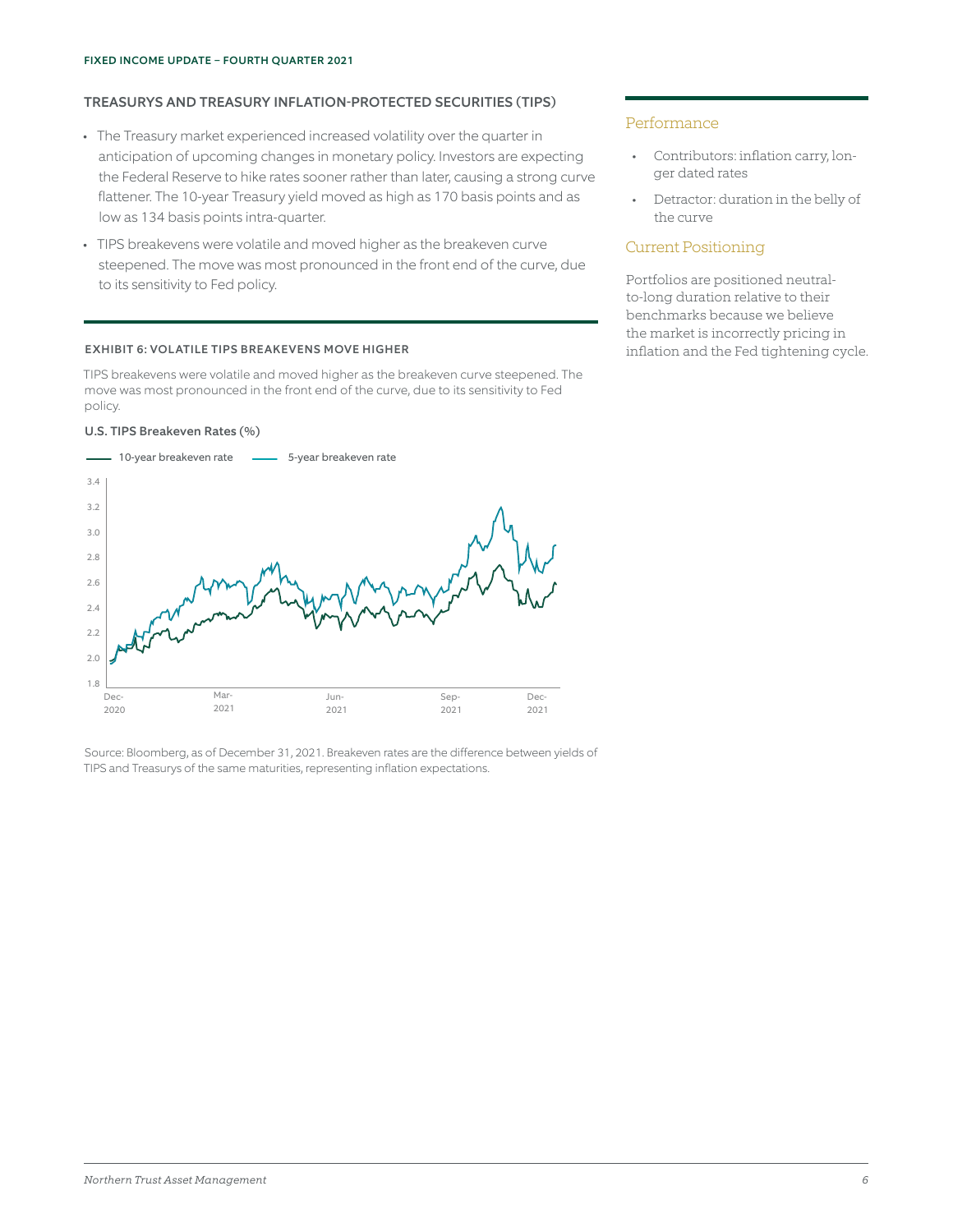## TREASURYS AND TREASURY INFLATION-PROTECTED SECURITIES (TIPS)

- The Treasury market experienced increased volatility over the quarter in anticipation of upcoming changes in monetary policy. Investors are expecting the Federal Reserve to hike rates sooner rather than later, causing a strong curve flattener. The 10-year Treasury yield moved as high as 170 basis points and as low as 134 basis points intra-quarter.
- TIPS breakevens were volatile and moved higher as the breakeven curve steepened. The move was most pronounced in the front end of the curve, due to its sensitivity to Fed policy.

### EXHIBIT 6: VOLATILE TIPS BREAKEVENS MOVE HIGHER

TIPS breakevens were volatile and moved higher as the breakeven curve steepened. The move was most pronounced in the front end of the curve, due to its sensitivity to Fed policy.

**U.S. TIPS Breakeven Rates (%)**

Legend: 10-year breakeven rate; 5-year breakeven rate

Y-axis: 1.8, 2.0, 2.2, 2.4, 2.6, 2.8, 3.0, 3.2, 3.4

X-axis: Dec-2020, Mar-2021, Jun-2021, Sep-2021, Dec-2021

Source: Bloomberg, as of December 31, 2021. Breakeven rates are the difference between yields of TIPS and Treasurys of the same maturities, representing inflation expectations.

### Performance

- Contributors: inflation carry, longer dated rates
- Detractor: duration in the belly of the curve

### Current Positioning

Portfolios are positioned neutral-to-long duration relative to their benchmarks because we believe the market is incorrectly pricing in inflation and the Fed tightening cycle.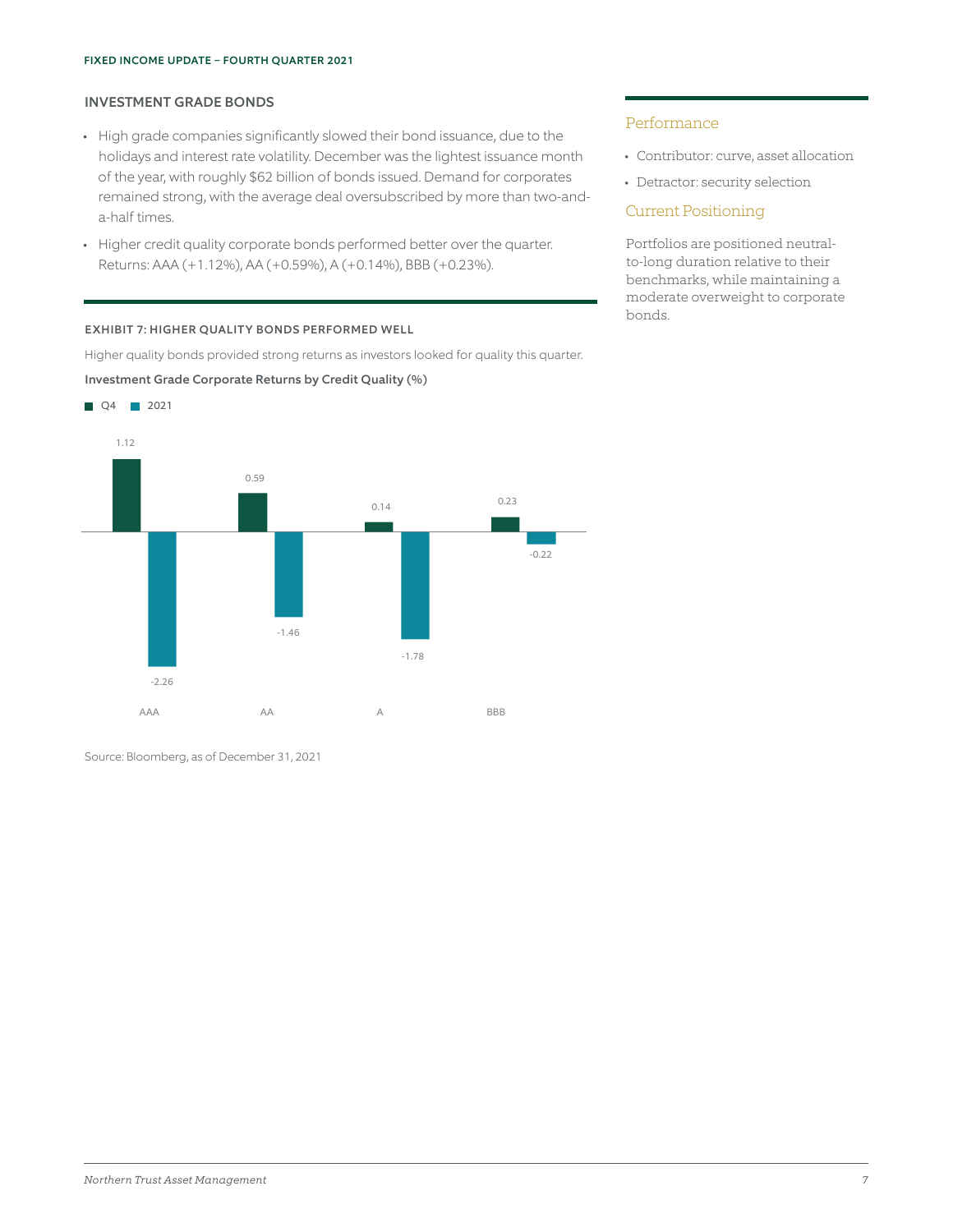## INVESTMENT GRADE BONDS

- High grade companies significantly slowed their bond issuance, due to the holidays and interest rate volatility. December was the lightest issuance month of the year, with roughly $62 billion of bonds issued. Demand for corporates remained strong, with the average deal oversubscribed by more than two-and-a-half times.
- Higher credit quality corporate bonds performed better over the quarter. Returns: AAA (+1.12%), AA (+0.59%), A (+0.14%), BBB (+0.23%).

### EXHIBIT 7: HIGHER QUALITY BONDS PERFORMED WELL

Higher quality bonds provided strong returns as investors looked for quality this quarter.

**Investment Grade Corporate Returns by Credit Quality (%)**

| | Q4 | 2021 |
|---|---|---|
| AAA | 1.12 | -2.26 |
| AA | 0.59 | -1.46 |
| A | 0.14 | -1.78 |
| BBB | 0.23 | -0.22 |

Source: Bloomberg, as of December 31, 2021

### Performance

- Contributor: curve, asset allocation
- Detractor: security selection

### Current Positioning

Portfolios are positioned neutral-to-long duration relative to their benchmarks, while maintaining a moderate overweight to corporate bonds.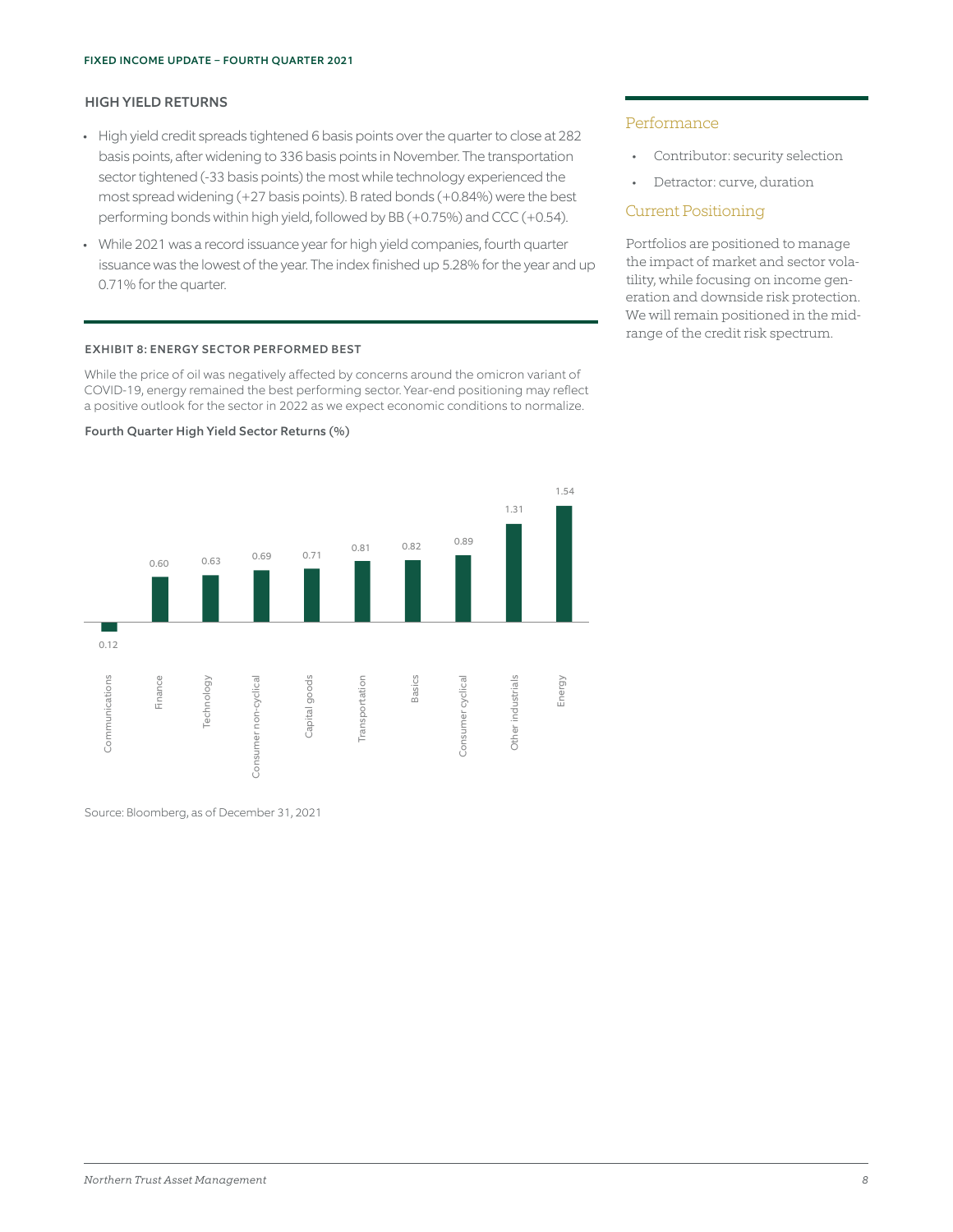## HIGH YIELD RETURNS

- High yield credit spreads tightened 6 basis points over the quarter to close at 282 basis points, after widening to 336 basis points in November. The transportation sector tightened (-33 basis points) the most while technology experienced the most spread widening (+27 basis points). B rated bonds (+0.84%) were the best performing bonds within high yield, followed by BB (+0.75%) and CCC (+0.54).
- While 2021 was a record issuance year for high yield companies, fourth quarter issuance was the lowest of the year. The index finished up 5.28% for the year and up 0.71% for the quarter.

### EXHIBIT 8: ENERGY SECTOR PERFORMED BEST

While the price of oil was negatively affected by concerns around the omicron variant of COVID-19, energy remained the best performing sector. Year-end positioning may reflect a positive outlook for the sector in 2022 as we expect economic conditions to normalize.

**Fourth Quarter High Yield Sector Returns (%)**

| Sector | Return (%) |
|---|---|
| Communications | -0.12 |
| Finance | 0.60 |
| Technology | 0.63 |
| Consumer non-cyclical | 0.69 |
| Capital goods | 0.71 |
| Transportation | 0.81 |
| Basics | 0.82 |
| Consumer cyclical | 0.89 |
| Other industrials | 1.31 |
| Energy | 1.54 |

Source: Bloomberg, as of December 31, 2021

### Performance

- Contributor: security selection
- Detractor: curve, duration

### Current Positioning

Portfolios are positioned to manage the impact of market and sector volatility, while focusing on income generation and downside risk protection. We will remain positioned in the mid-range of the credit risk spectrum.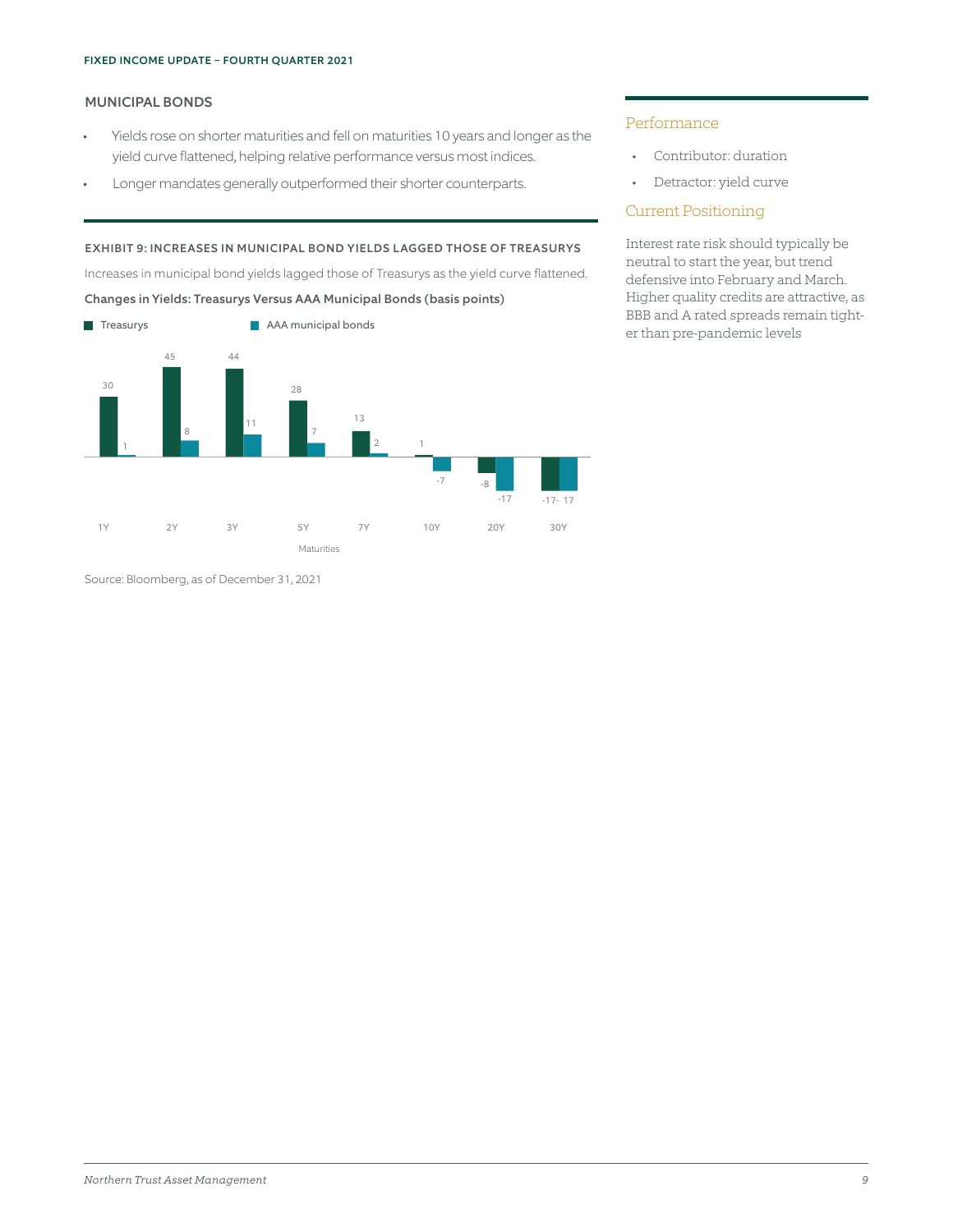## MUNICIPAL BONDS

- Yields rose on shorter maturities and fell on maturities 10 years and longer as the yield curve flattened, helping relative performance versus most indices.
- Longer mandates generally outperformed their shorter counterparts.

**EXHIBIT 9: INCREASES IN MUNICIPAL BOND YIELDS LAGGED THOSE OF TREASURYS**

Increases in municipal bond yields lagged those of Treasurys as the yield curve flattened.

**Changes in Yields: Treasurys Versus AAA Municipal Bonds (basis points)**

| Maturities | Treasurys | AAA municipal bonds |
|---|---|---|
| 1Y | 30 | 1 |
| 2Y | 45 | 8 |
| 3Y | 44 | 11 |
| 5Y | 28 | 7 |
| 7Y | 13 | 2 |
| 10Y | 1 | -7 |
| 20Y | -8 | -17 |
| 30Y | -17 | -17 |

Source: Bloomberg, as of December 31, 2021

### Performance

- Contributor: duration
- Detractor: yield curve

### Current Positioning

Interest rate risk should typically be neutral to start the year, but trend defensive into February and March. Higher quality credits are attractive, as BBB and A rated spreads remain tighter than pre-pandemic levels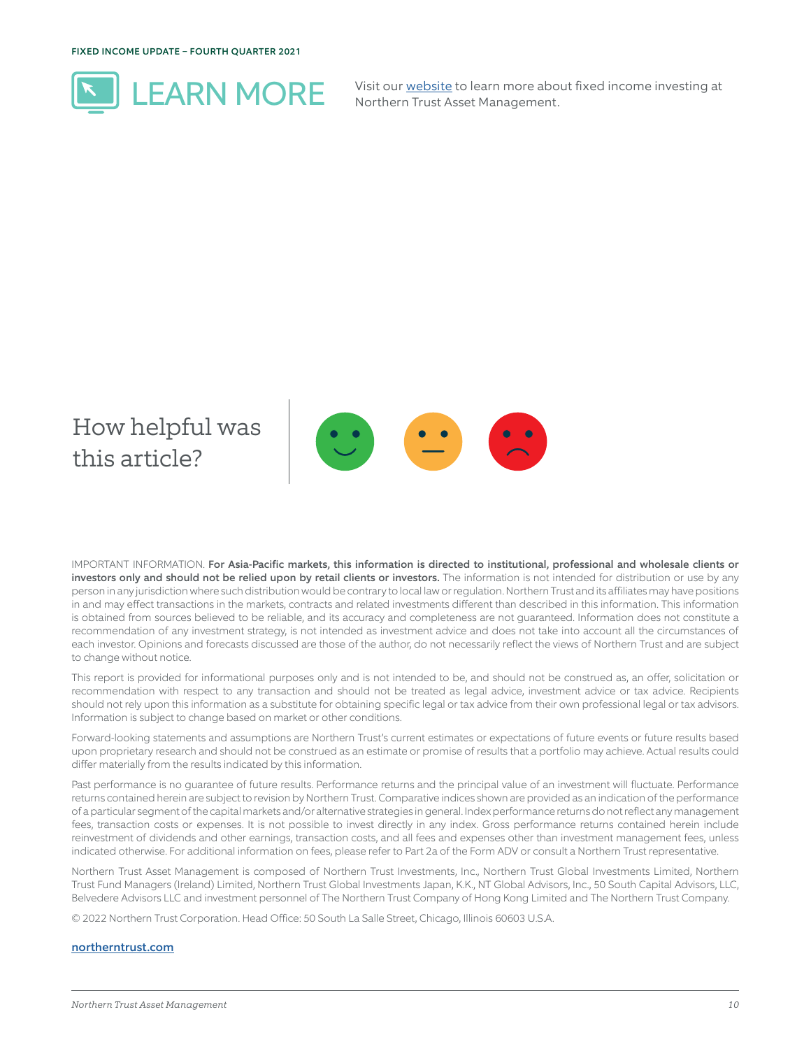## LEARN MORE

Visit our website to learn more about fixed income investing at Northern Trust Asset Management.

How helpful was this article?

IMPORTANT INFORMATION. **For Asia-Pacific markets, this information is directed to institutional, professional and wholesale clients or investors only and should not be relied upon by retail clients or investors.** The information is not intended for distribution or use by any person in any jurisdiction where such distribution would be contrary to local law or regulation. Northern Trust and its affiliates may have positions in and may effect transactions in the markets, contracts and related investments different than described in this information. This information is obtained from sources believed to be reliable, and its accuracy and completeness are not guaranteed. Information does not constitute a recommendation of any investment strategy, is not intended as investment advice and does not take into account all the circumstances of each investor. Opinions and forecasts discussed are those of the author, do not necessarily reflect the views of Northern Trust and are subject to change without notice.

This report is provided for informational purposes only and is not intended to be, and should not be construed as, an offer, solicitation or recommendation with respect to any transaction and should not be treated as legal advice, investment advice or tax advice. Recipients should not rely upon this information as a substitute for obtaining specific legal or tax advice from their own professional legal or tax advisors. Information is subject to change based on market or other conditions.

Forward-looking statements and assumptions are Northern Trust's current estimates or expectations of future events or future results based upon proprietary research and should not be construed as an estimate or promise of results that a portfolio may achieve. Actual results could differ materially from the results indicated by this information.

Past performance is no guarantee of future results. Performance returns and the principal value of an investment will fluctuate. Performance returns contained herein are subject to revision by Northern Trust. Comparative indices shown are provided as an indication of the performance of a particular segment of the capital markets and/or alternative strategies in general. Index performance returns do not reflect any management fees, transaction costs or expenses. It is not possible to invest directly in any index. Gross performance returns contained herein include reinvestment of dividends and other earnings, transaction costs, and all fees and expenses other than investment management fees, unless indicated otherwise. For additional information on fees, please refer to Part 2a of the Form ADV or consult a Northern Trust representative.

Northern Trust Asset Management is composed of Northern Trust Investments, Inc., Northern Trust Global Investments Limited, Northern Trust Fund Managers (Ireland) Limited, Northern Trust Global Investments Japan, K.K., NT Global Advisors, Inc., 50 South Capital Advisors, LLC, Belvedere Advisors LLC and investment personnel of The Northern Trust Company of Hong Kong Limited and The Northern Trust Company.

© 2022 Northern Trust Corporation. Head Office: 50 South La Salle Street, Chicago, Illinois 60603 U.S.A.

**northerntrust.com**